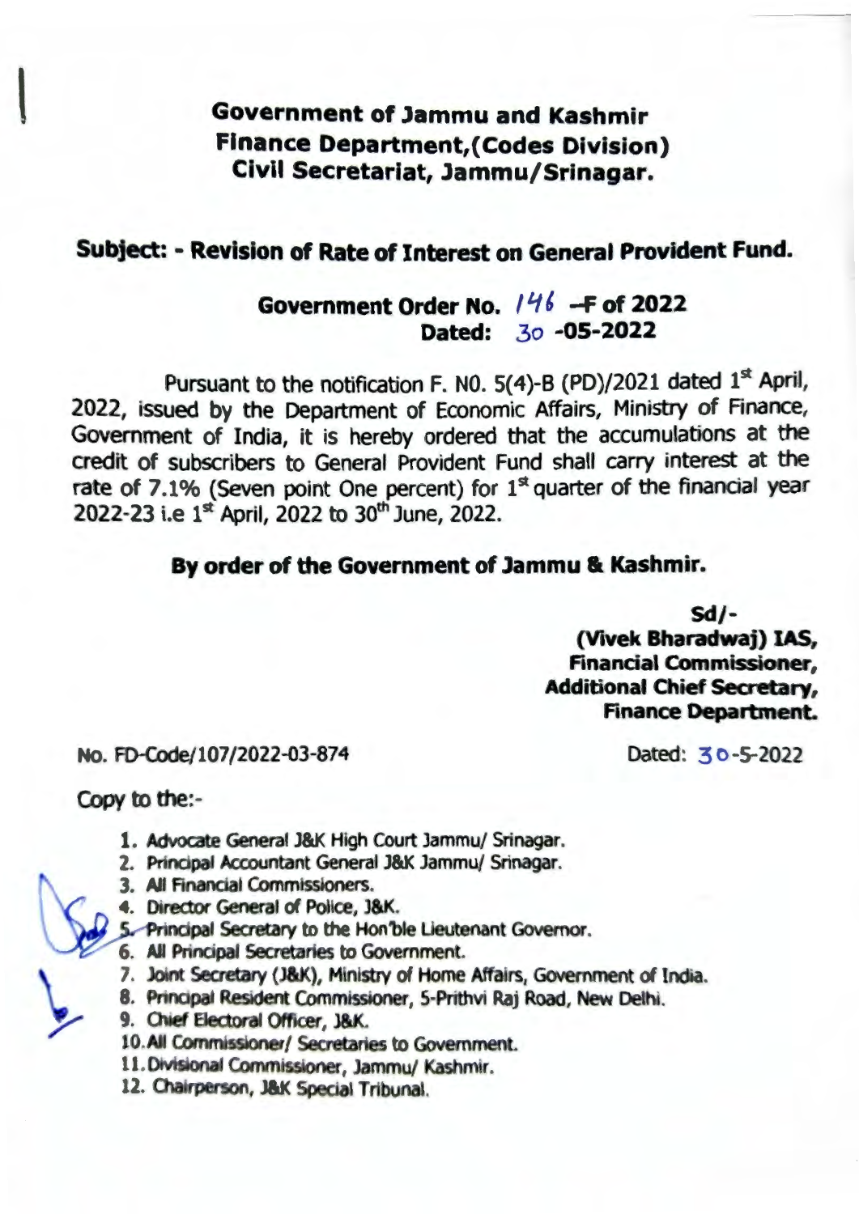**Government of Jammu and Kashmir**
**Finance Department,(Codes Division)**
**Civil Secretariat, Jammu/Srinagar.**

**Subject: - Revision of Rate of Interest on General Provident Fund.**

**Government Order No. 146 -F of 2022**
**Dated: 30 -05-2022**

Pursuant to the notification F. N0. 5(4)-B (PD)/2021 dated 1st April, 2022, issued by the Department of Economic Affairs, Ministry of Finance, Government of India, it is hereby ordered that the accumulations at the credit of subscribers to General Provident Fund shall carry interest at the rate of 7.1% (Seven point One percent) for 1st quarter of the financial year 2022-23 i.e 1st April, 2022 to 30th June, 2022.

**By order of the Government of Jammu & Kashmir.**

**Sd/-**
**(Vivek Bharadwaj) IAS,**
**Financial Commissioner,**
**Additional Chief Secretary,**
**Finance Department.**

No. FD-Code/107/2022-03-874 Dated: 30-5-2022

Copy to the:-

1. Advocate General J&K High Court Jammu/ Srinagar.
2. Principal Accountant General J&K Jammu/ Srinagar.
3. All Financial Commissioners.
4. Director General of Police, J&K.
5. Principal Secretary to the Hon'ble Lieutenant Governor.
6. All Principal Secretaries to Government.
7. Joint Secretary (J&K), Ministry of Home Affairs, Government of India.
8. Principal Resident Commissioner, 5-Prithvi Raj Road, New Delhi.
9. Chief Electoral Officer, J&K.
10. All Commissioner/ Secretaries to Government.
11. Divisional Commissioner, Jammu/ Kashmir.
12. Chairperson, J&K Special Tribunal.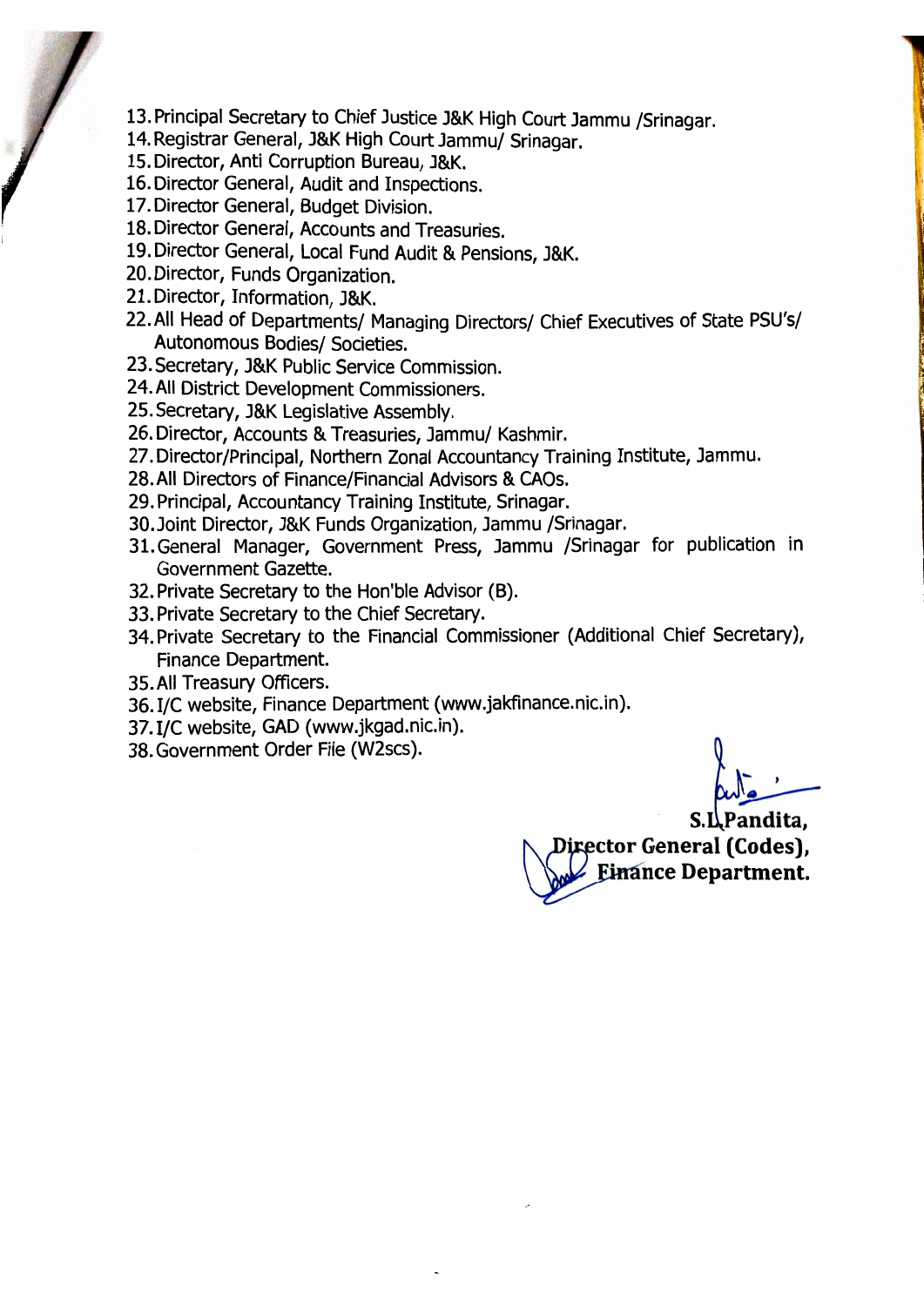13. Principal Secretary to Chief Justice J&K High Court Jammu /Srinagar.
14. Registrar General, J&K High Court Jammu/ Srinagar.
15. Director, Anti Corruption Bureau, J&K.
16. Director General, Audit and Inspections.
17. Director General, Budget Division.
18. Director General, Accounts and Treasuries.
19. Director General, Local Fund Audit & Pensions, J&K.
20. Director, Funds Organization.
21. Director, Information, J&K.
22. All Head of Departments/ Managing Directors/ Chief Executives of State PSU's/ Autonomous Bodies/ Societies.
23. Secretary, J&K Public Service Commission.
24. All District Development Commissioners.
25. Secretary, J&K Legislative Assembly.
26. Director, Accounts & Treasuries, Jammu/ Kashmir.
27. Director/Principal, Northern Zonal Accountancy Training Institute, Jammu.
28. All Directors of Finance/Financial Advisors & CAOs.
29. Principal, Accountancy Training Institute, Srinagar.
30. Joint Director, J&K Funds Organization, Jammu /Srinagar.
31. General Manager, Government Press, Jammu /Srinagar for publication in Government Gazette.
32. Private Secretary to the Hon'ble Advisor (B).
33. Private Secretary to the Chief Secretary.
34. Private Secretary to the Financial Commissioner (Additional Chief Secretary), Finance Department.
35. All Treasury Officers.
36. I/C website, Finance Department (www.jakfinance.nic.in).
37. I/C website, GAD (www.jkgad.nic.in).
38. Government Order File (W2scs).

**S.L.Pandita,**
**Director General (Codes),**
**Finance Department.**